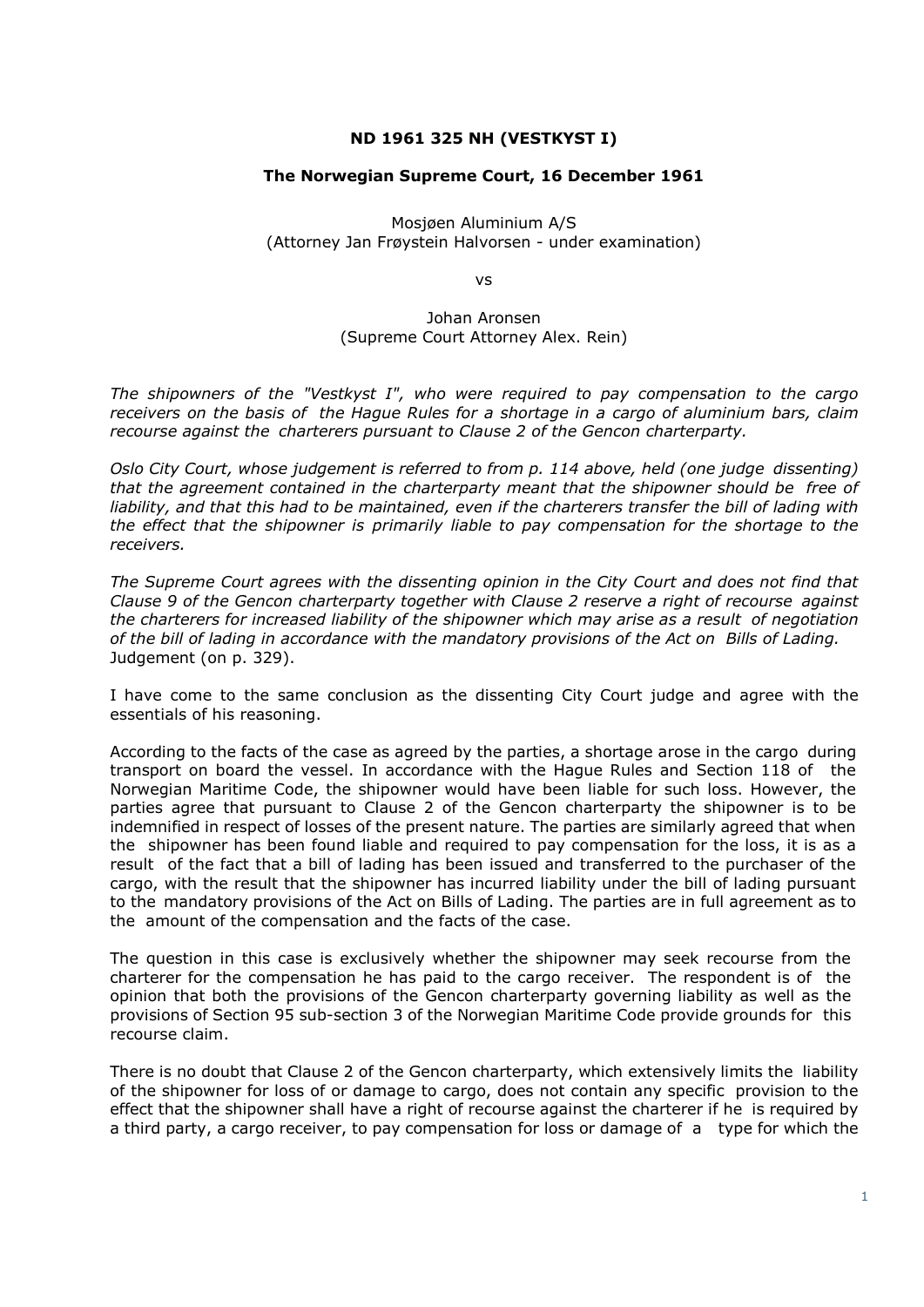**ND 1961 325 NH (VESTKYST I)**

**The Norwegian Supreme Court, 16 December 1961**

Mosjøen Aluminium A/S
(Attorney Jan Frøystein Halvorsen - under examination)

vs

Johan Aronsen
(Supreme Court Attorney Alex. Rein)

*The shipowners of the "Vestkyst I", who were required to pay compensation to the cargo receivers on the basis of the Hague Rules for a shortage in a cargo of aluminium bars, claim recourse against the charterers pursuant to Clause 2 of the Gencon charterparty.*

*Oslo City Court, whose judgement is referred to from p. 114 above, held (one judge dissenting) that the agreement contained in the charterparty meant that the shipowner should be free of liability, and that this had to be maintained, even if the charterers transfer the bill of lading with the effect that the shipowner is primarily liable to pay compensation for the shortage to the receivers.*

*The Supreme Court agrees with the dissenting opinion in the City Court and does not find that Clause 9 of the Gencon charterparty together with Clause 2 reserve a right of recourse against the charterers for increased liability of the shipowner which may arise as a result of negotiation of the bill of lading in accordance with the mandatory provisions of the Act on Bills of Lading.*
Judgement (on p. 329).

I have come to the same conclusion as the dissenting City Court judge and agree with the essentials of his reasoning.

According to the facts of the case as agreed by the parties, a shortage arose in the cargo during transport on board the vessel. In accordance with the Hague Rules and Section 118 of the Norwegian Maritime Code, the shipowner would have been liable for such loss. However, the parties agree that pursuant to Clause 2 of the Gencon charterparty the shipowner is to be indemnified in respect of losses of the present nature. The parties are similarly agreed that when the shipowner has been found liable and required to pay compensation for the loss, it is as a result of the fact that a bill of lading has been issued and transferred to the purchaser of the cargo, with the result that the shipowner has incurred liability under the bill of lading pursuant to the mandatory provisions of the Act on Bills of Lading. The parties are in full agreement as to the amount of the compensation and the facts of the case.

The question in this case is exclusively whether the shipowner may seek recourse from the charterer for the compensation he has paid to the cargo receiver. The respondent is of the opinion that both the provisions of the Gencon charterparty governing liability as well as the provisions of Section 95 sub-section 3 of the Norwegian Maritime Code provide grounds for this recourse claim.

There is no doubt that Clause 2 of the Gencon charterparty, which extensively limits the liability of the shipowner for loss of or damage to cargo, does not contain any specific provision to the effect that the shipowner shall have a right of recourse against the charterer if he is required by a third party, a cargo receiver, to pay compensation for loss or damage of a type for which the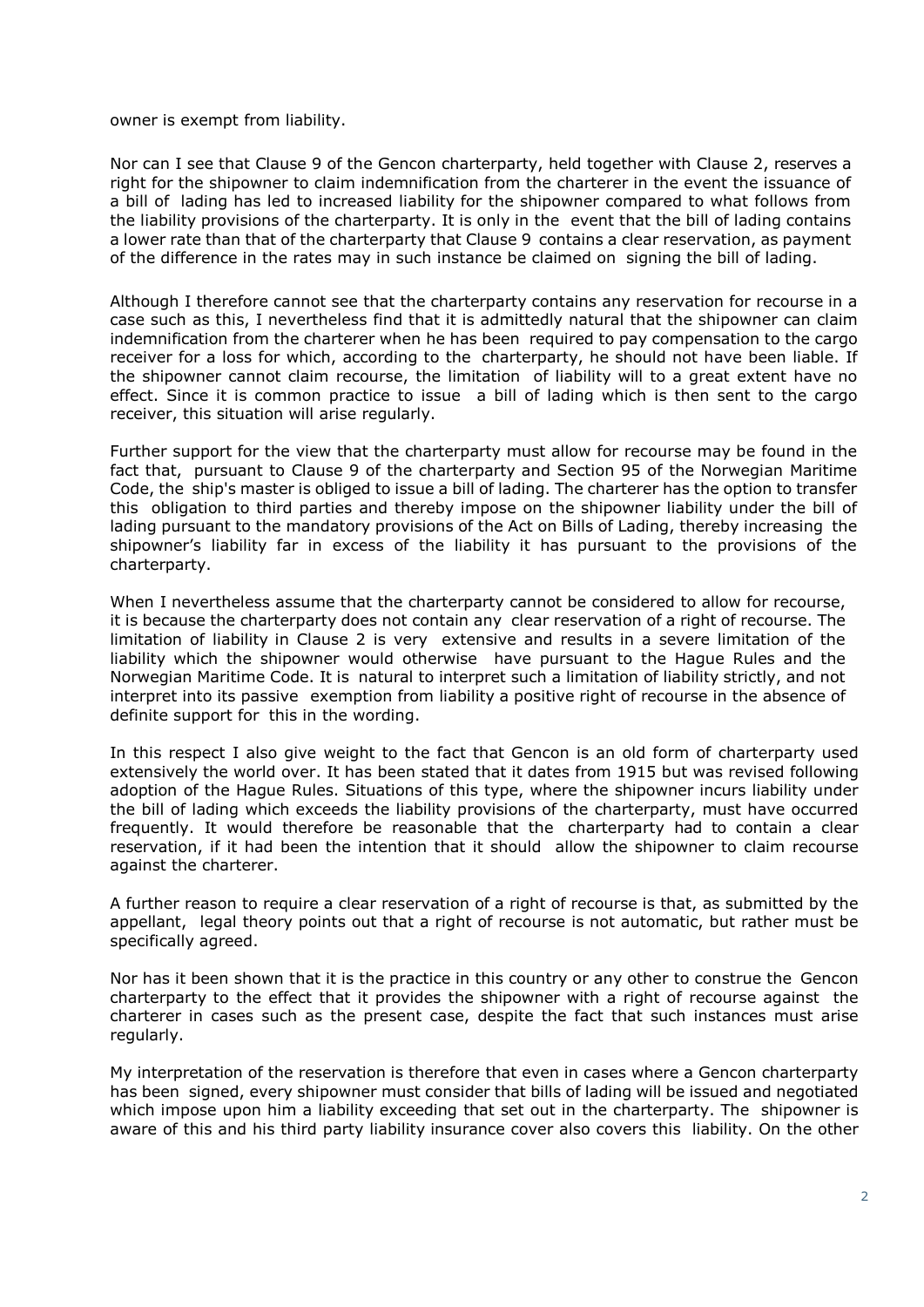owner is exempt from liability.

Nor can I see that Clause 9 of the Gencon charterparty, held together with Clause 2, reserves a right for the shipowner to claim indemnification from the charterer in the event the issuance of a bill of lading has led to increased liability for the shipowner compared to what follows from the liability provisions of the charterparty. It is only in the event that the bill of lading contains a lower rate than that of the charterparty that Clause 9 contains a clear reservation, as payment of the difference in the rates may in such instance be claimed on signing the bill of lading.

Although I therefore cannot see that the charterparty contains any reservation for recourse in a case such as this, I nevertheless find that it is admittedly natural that the shipowner can claim indemnification from the charterer when he has been required to pay compensation to the cargo receiver for a loss for which, according to the charterparty, he should not have been liable. If the shipowner cannot claim recourse, the limitation of liability will to a great extent have no effect. Since it is common practice to issue a bill of lading which is then sent to the cargo receiver, this situation will arise regularly.

Further support for the view that the charterparty must allow for recourse may be found in the fact that, pursuant to Clause 9 of the charterparty and Section 95 of the Norwegian Maritime Code, the ship's master is obliged to issue a bill of lading. The charterer has the option to transfer this obligation to third parties and thereby impose on the shipowner liability under the bill of lading pursuant to the mandatory provisions of the Act on Bills of Lading, thereby increasing the shipowner's liability far in excess of the liability it has pursuant to the provisions of the charterparty.

When I nevertheless assume that the charterparty cannot be considered to allow for recourse, it is because the charterparty does not contain any clear reservation of a right of recourse. The limitation of liability in Clause 2 is very extensive and results in a severe limitation of the liability which the shipowner would otherwise have pursuant to the Hague Rules and the Norwegian Maritime Code. It is natural to interpret such a limitation of liability strictly, and not interpret into its passive exemption from liability a positive right of recourse in the absence of definite support for this in the wording.

In this respect I also give weight to the fact that Gencon is an old form of charterparty used extensively the world over. It has been stated that it dates from 1915 but was revised following adoption of the Hague Rules. Situations of this type, where the shipowner incurs liability under the bill of lading which exceeds the liability provisions of the charterparty, must have occurred frequently. It would therefore be reasonable that the charterparty had to contain a clear reservation, if it had been the intention that it should allow the shipowner to claim recourse against the charterer.

A further reason to require a clear reservation of a right of recourse is that, as submitted by the appellant, legal theory points out that a right of recourse is not automatic, but rather must be specifically agreed.

Nor has it been shown that it is the practice in this country or any other to construe the Gencon charterparty to the effect that it provides the shipowner with a right of recourse against the charterer in cases such as the present case, despite the fact that such instances must arise regularly.

My interpretation of the reservation is therefore that even in cases where a Gencon charterparty has been signed, every shipowner must consider that bills of lading will be issued and negotiated which impose upon him a liability exceeding that set out in the charterparty. The shipowner is aware of this and his third party liability insurance cover also covers this liability. On the other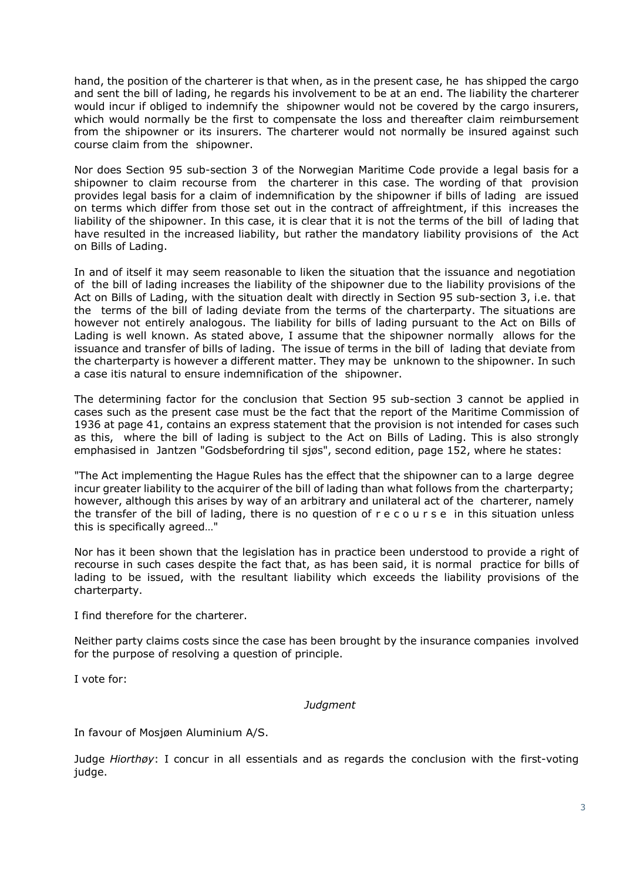hand, the position of the charterer is that when, as in the present case, he has shipped the cargo and sent the bill of lading, he regards his involvement to be at an end. The liability the charterer would incur if obliged to indemnify the shipowner would not be covered by the cargo insurers, which would normally be the first to compensate the loss and thereafter claim reimbursement from the shipowner or its insurers. The charterer would not normally be insured against such course claim from the shipowner.

Nor does Section 95 sub-section 3 of the Norwegian Maritime Code provide a legal basis for a shipowner to claim recourse from the charterer in this case. The wording of that provision provides legal basis for a claim of indemnification by the shipowner if bills of lading are issued on terms which differ from those set out in the contract of affreightment, if this increases the liability of the shipowner. In this case, it is clear that it is not the terms of the bill of lading that have resulted in the increased liability, but rather the mandatory liability provisions of the Act on Bills of Lading.

In and of itself it may seem reasonable to liken the situation that the issuance and negotiation of the bill of lading increases the liability of the shipowner due to the liability provisions of the Act on Bills of Lading, with the situation dealt with directly in Section 95 sub-section 3, i.e. that the terms of the bill of lading deviate from the terms of the charterparty. The situations are however not entirely analogous. The liability for bills of lading pursuant to the Act on Bills of Lading is well known. As stated above, I assume that the shipowner normally allows for the issuance and transfer of bills of lading. The issue of terms in the bill of lading that deviate from the charterparty is however a different matter. They may be unknown to the shipowner. In such a case itis natural to ensure indemnification of the shipowner.

The determining factor for the conclusion that Section 95 sub-section 3 cannot be applied in cases such as the present case must be the fact that the report of the Maritime Commission of 1936 at page 41, contains an express statement that the provision is not intended for cases such as this, where the bill of lading is subject to the Act on Bills of Lading. This is also strongly emphasised in Jantzen "Godsbefordring til sjøs", second edition, page 152, where he states:

"The Act implementing the Hague Rules has the effect that the shipowner can to a large degree incur greater liability to the acquirer of the bill of lading than what follows from the charterparty; however, although this arises by way of an arbitrary and unilateral act of the charterer, namely the transfer of the bill of lading, there is no question of r e c o u r s e in this situation unless this is specifically agreed…"

Nor has it been shown that the legislation has in practice been understood to provide a right of recourse in such cases despite the fact that, as has been said, it is normal practice for bills of lading to be issued, with the resultant liability which exceeds the liability provisions of the charterparty.

I find therefore for the charterer.

Neither party claims costs since the case has been brought by the insurance companies involved for the purpose of resolving a question of principle.

I vote for:

*Judgment*

In favour of Mosjøen Aluminium A/S.

Judge *Hiorthøy*: I concur in all essentials and as regards the conclusion with the first-voting judge.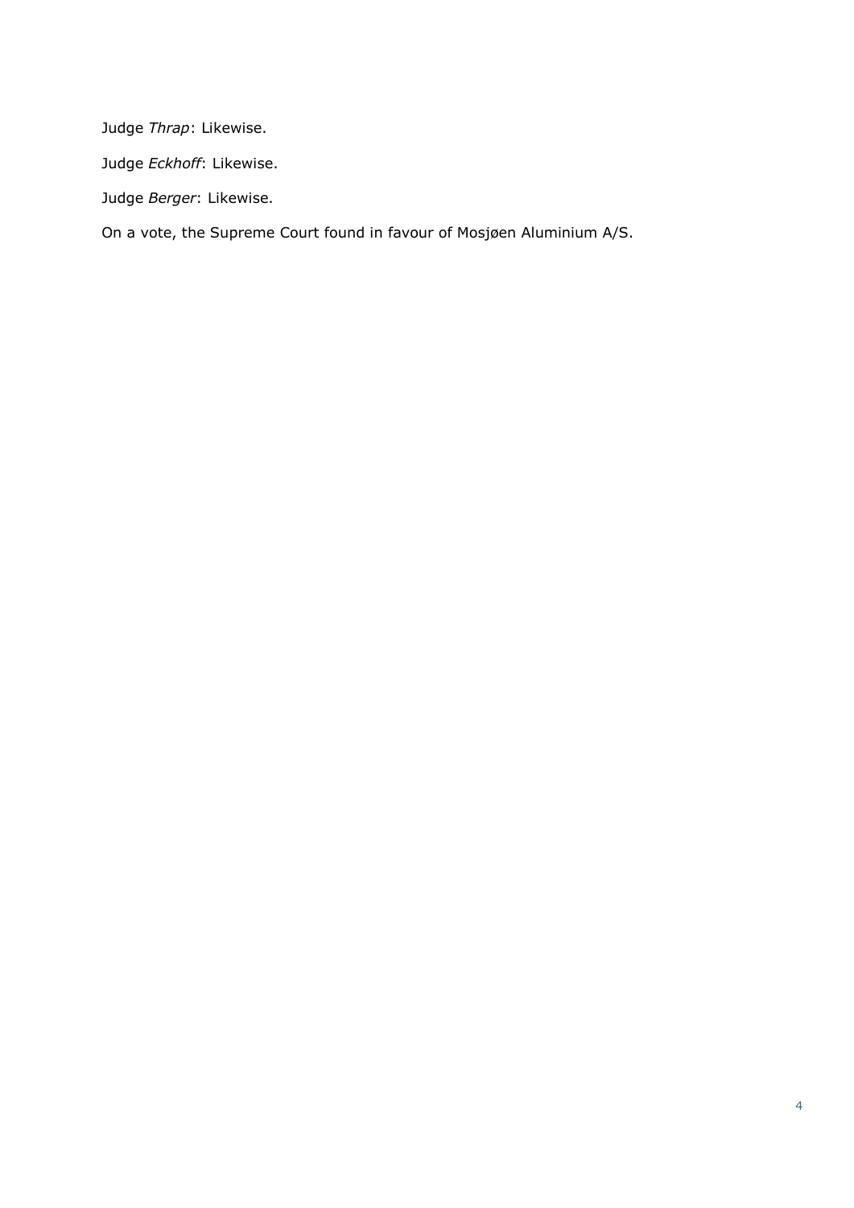Judge *Thrap*: Likewise.

Judge *Eckhoff*: Likewise.

Judge *Berger*: Likewise.

On a vote, the Supreme Court found in favour of Mosjøen Aluminium A/S.